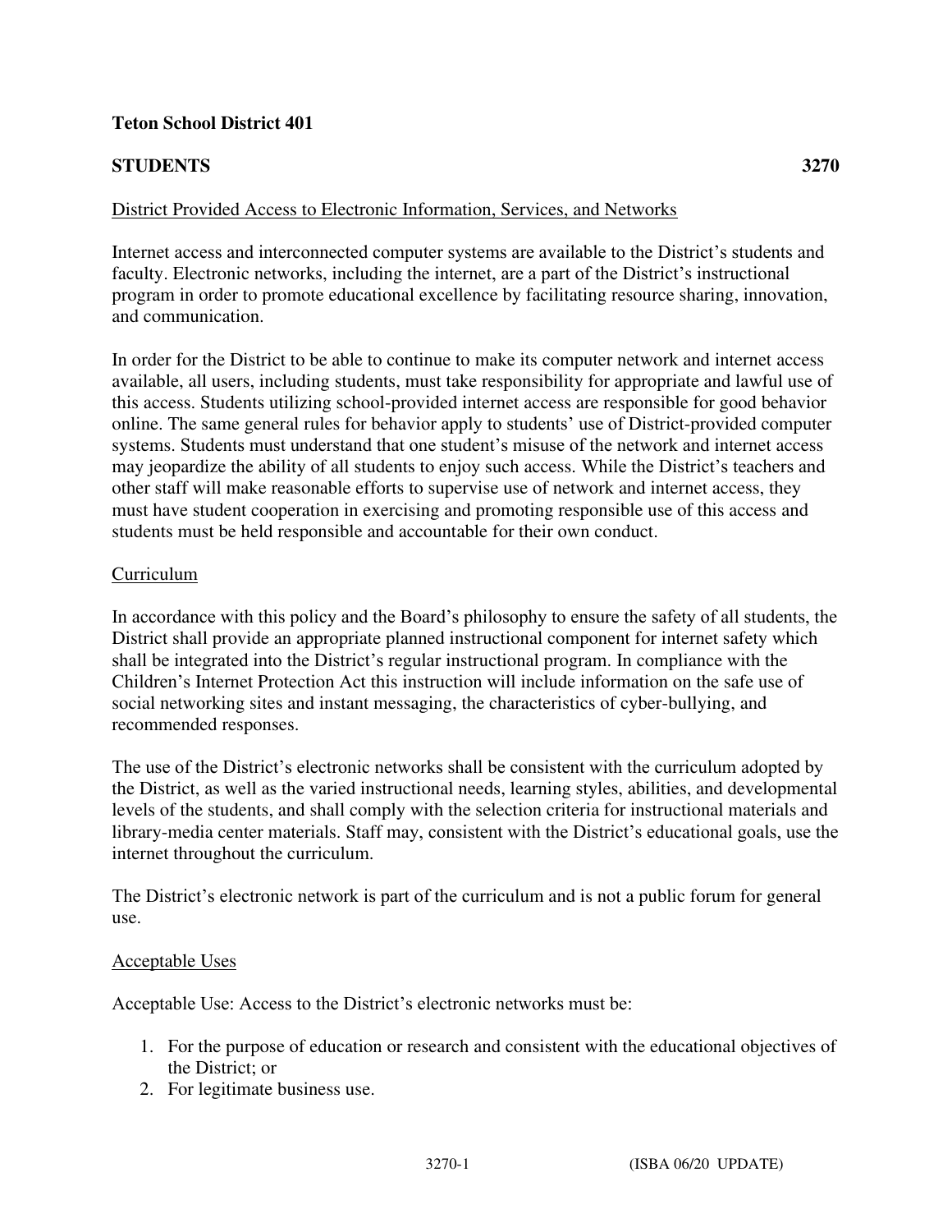**Teton School District 401**

**STUDENTS 3270**

District Provided Access to Electronic Information, Services, and Networks

Internet access and interconnected computer systems are available to the District's students and faculty. Electronic networks, including the internet, are a part of the District's instructional program in order to promote educational excellence by facilitating resource sharing, innovation, and communication.

In order for the District to be able to continue to make its computer network and internet access available, all users, including students, must take responsibility for appropriate and lawful use of this access. Students utilizing school-provided internet access are responsible for good behavior online. The same general rules for behavior apply to students' use of District-provided computer systems. Students must understand that one student's misuse of the network and internet access may jeopardize the ability of all students to enjoy such access. While the District's teachers and other staff will make reasonable efforts to supervise use of network and internet access, they must have student cooperation in exercising and promoting responsible use of this access and students must be held responsible and accountable for their own conduct.

Curriculum

In accordance with this policy and the Board's philosophy to ensure the safety of all students, the District shall provide an appropriate planned instructional component for internet safety which shall be integrated into the District's regular instructional program. In compliance with the Children's Internet Protection Act this instruction will include information on the safe use of social networking sites and instant messaging, the characteristics of cyber-bullying, and recommended responses.

The use of the District's electronic networks shall be consistent with the curriculum adopted by the District, as well as the varied instructional needs, learning styles, abilities, and developmental levels of the students, and shall comply with the selection criteria for instructional materials and library-media center materials. Staff may, consistent with the District's educational goals, use the internet throughout the curriculum.

The District's electronic network is part of the curriculum and is not a public forum for general use.

Acceptable Uses

Acceptable Use: Access to the District's electronic networks must be:

1. For the purpose of education or research and consistent with the educational objectives of the District; or
2. For legitimate business use.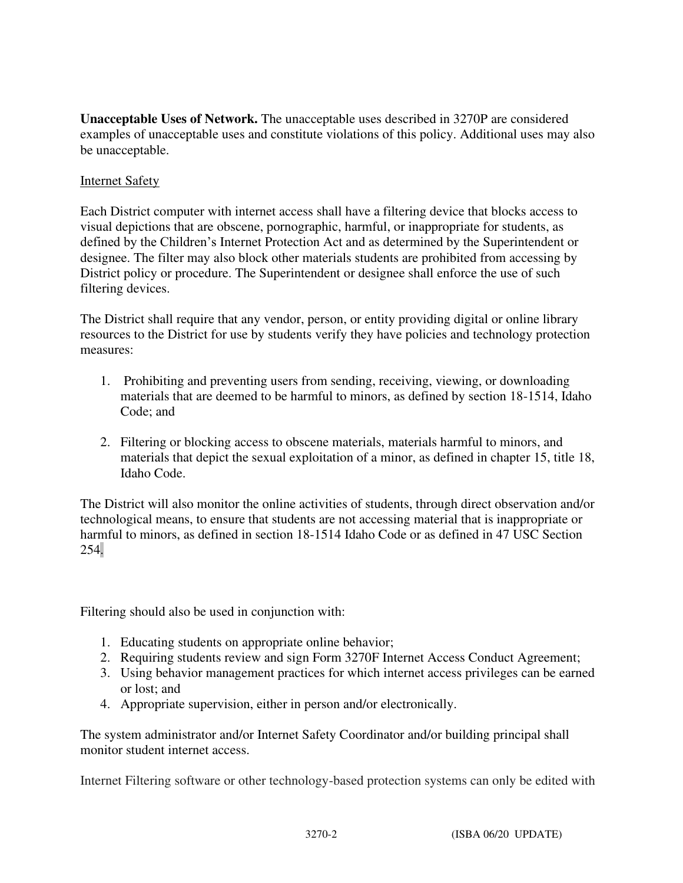**Unacceptable Uses of Network.** The unacceptable uses described in 3270P are considered examples of unacceptable uses and constitute violations of this policy. Additional uses may also be unacceptable.

Internet Safety

Each District computer with internet access shall have a filtering device that blocks access to visual depictions that are obscene, pornographic, harmful, or inappropriate for students, as defined by the Children's Internet Protection Act and as determined by the Superintendent or designee. The filter may also block other materials students are prohibited from accessing by District policy or procedure. The Superintendent or designee shall enforce the use of such filtering devices.

The District shall require that any vendor, person, or entity providing digital or online library resources to the District for use by students verify they have policies and technology protection measures:

1. Prohibiting and preventing users from sending, receiving, viewing, or downloading materials that are deemed to be harmful to minors, as defined by section 18-1514, Idaho Code; and

2. Filtering or blocking access to obscene materials, materials harmful to minors, and materials that depict the sexual exploitation of a minor, as defined in chapter 15, title 18, Idaho Code.

The District will also monitor the online activities of students, through direct observation and/or technological means, to ensure that students are not accessing material that is inappropriate or harmful to minors, as defined in section 18-1514 Idaho Code or as defined in 47 USC Section 254.

Filtering should also be used in conjunction with:

1. Educating students on appropriate online behavior;
2. Requiring students review and sign Form 3270F Internet Access Conduct Agreement;
3. Using behavior management practices for which internet access privileges can be earned or lost; and
4. Appropriate supervision, either in person and/or electronically.

The system administrator and/or Internet Safety Coordinator and/or building principal shall monitor student internet access.

Internet Filtering software or other technology-based protection systems can only be edited with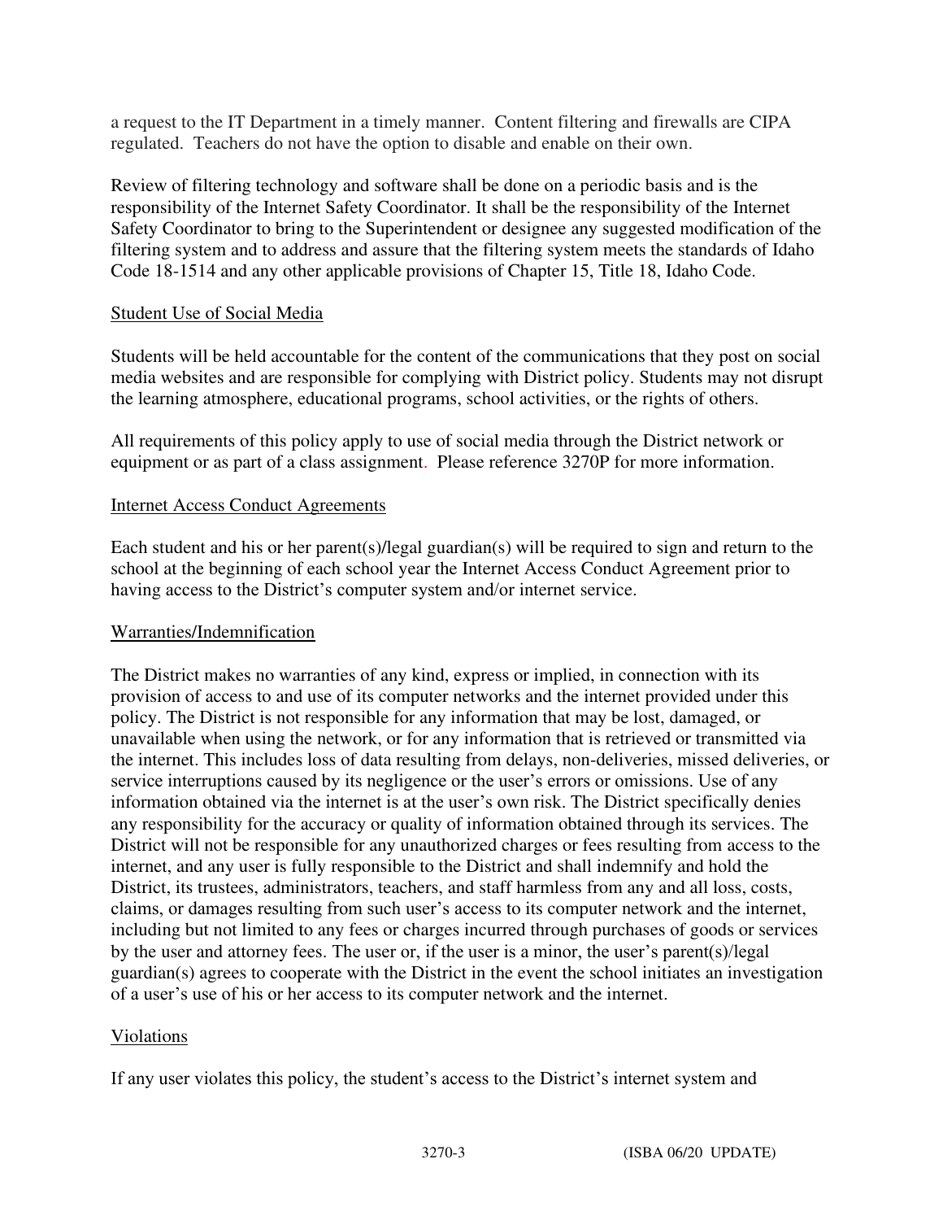a request to the IT Department in a timely manner. Content filtering and firewalls are CIPA regulated. Teachers do not have the option to disable and enable on their own.

Review of filtering technology and software shall be done on a periodic basis and is the responsibility of the Internet Safety Coordinator. It shall be the responsibility of the Internet Safety Coordinator to bring to the Superintendent or designee any suggested modification of the filtering system and to address and assure that the filtering system meets the standards of Idaho Code 18-1514 and any other applicable provisions of Chapter 15, Title 18, Idaho Code.

## Student Use of Social Media

Students will be held accountable for the content of the communications that they post on social media websites and are responsible for complying with District policy. Students may not disrupt the learning atmosphere, educational programs, school activities, or the rights of others.

All requirements of this policy apply to use of social media through the District network or equipment or as part of a class assignment. Please reference 3270P for more information.

## Internet Access Conduct Agreements

Each student and his or her parent(s)/legal guardian(s) will be required to sign and return to the school at the beginning of each school year the Internet Access Conduct Agreement prior to having access to the District's computer system and/or internet service.

## Warranties/Indemnification

The District makes no warranties of any kind, express or implied, in connection with its provision of access to and use of its computer networks and the internet provided under this policy. The District is not responsible for any information that may be lost, damaged, or unavailable when using the network, or for any information that is retrieved or transmitted via the internet. This includes loss of data resulting from delays, non-deliveries, missed deliveries, or service interruptions caused by its negligence or the user's errors or omissions. Use of any information obtained via the internet is at the user's own risk. The District specifically denies any responsibility for the accuracy or quality of information obtained through its services. The District will not be responsible for any unauthorized charges or fees resulting from access to the internet, and any user is fully responsible to the District and shall indemnify and hold the District, its trustees, administrators, teachers, and staff harmless from any and all loss, costs, claims, or damages resulting from such user's access to its computer network and the internet, including but not limited to any fees or charges incurred through purchases of goods or services by the user and attorney fees. The user or, if the user is a minor, the user's parent(s)/legal guardian(s) agrees to cooperate with the District in the event the school initiates an investigation of a user's use of his or her access to its computer network and the internet.

## Violations

If any user violates this policy, the student's access to the District's internet system and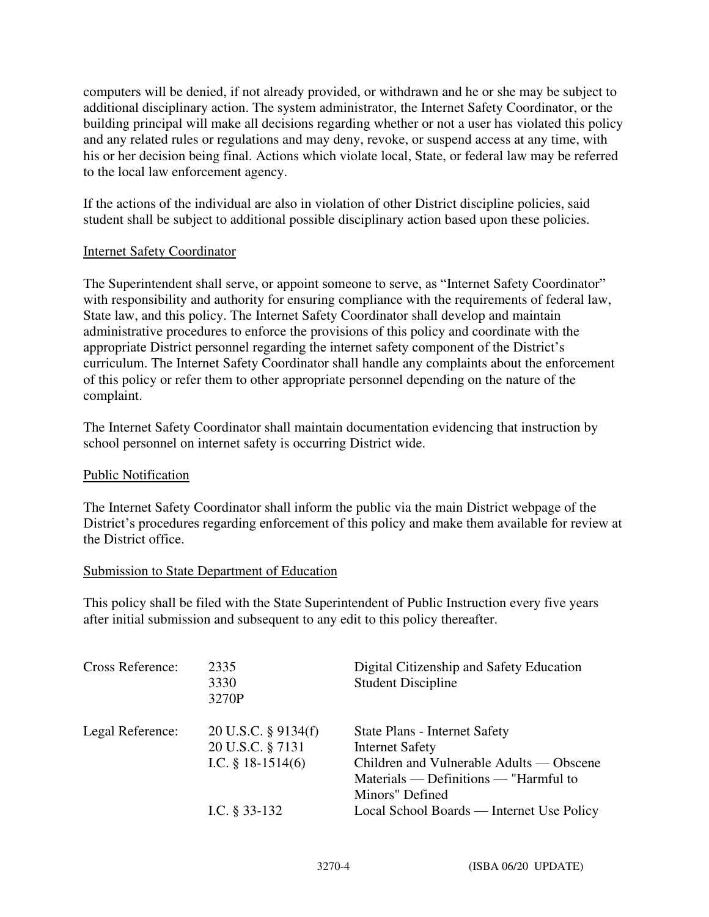computers will be denied, if not already provided, or withdrawn and he or she may be subject to additional disciplinary action. The system administrator, the Internet Safety Coordinator, or the building principal will make all decisions regarding whether or not a user has violated this policy and any related rules or regulations and may deny, revoke, or suspend access at any time, with his or her decision being final. Actions which violate local, State, or federal law may be referred to the local law enforcement agency.

If the actions of the individual are also in violation of other District discipline policies, said student shall be subject to additional possible disciplinary action based upon these policies.

## Internet Safety Coordinator

The Superintendent shall serve, or appoint someone to serve, as "Internet Safety Coordinator" with responsibility and authority for ensuring compliance with the requirements of federal law, State law, and this policy. The Internet Safety Coordinator shall develop and maintain administrative procedures to enforce the provisions of this policy and coordinate with the appropriate District personnel regarding the internet safety component of the District's curriculum. The Internet Safety Coordinator shall handle any complaints about the enforcement of this policy or refer them to other appropriate personnel depending on the nature of the complaint.

The Internet Safety Coordinator shall maintain documentation evidencing that instruction by school personnel on internet safety is occurring District wide.

## Public Notification

The Internet Safety Coordinator shall inform the public via the main District webpage of the District's procedures regarding enforcement of this policy and make them available for review at the District office.

## Submission to State Department of Education

This policy shall be filed with the State Superintendent of Public Instruction every five years after initial submission and subsequent to any edit to this policy thereafter.

| | | |
|---|---|---|
| Cross Reference: | 2335 | Digital Citizenship and Safety Education |
| | 3330 | Student Discipline |
| | 3270P | |
| Legal Reference: | 20 U.S.C. § 9134(f) | State Plans - Internet Safety |
| | 20 U.S.C. § 7131 | Internet Safety |
| | I.C. § 18-1514(6) | Children and Vulnerable Adults — Obscene Materials — Definitions — "Harmful to Minors" Defined |
| | I.C. § 33-132 | Local School Boards — Internet Use Policy |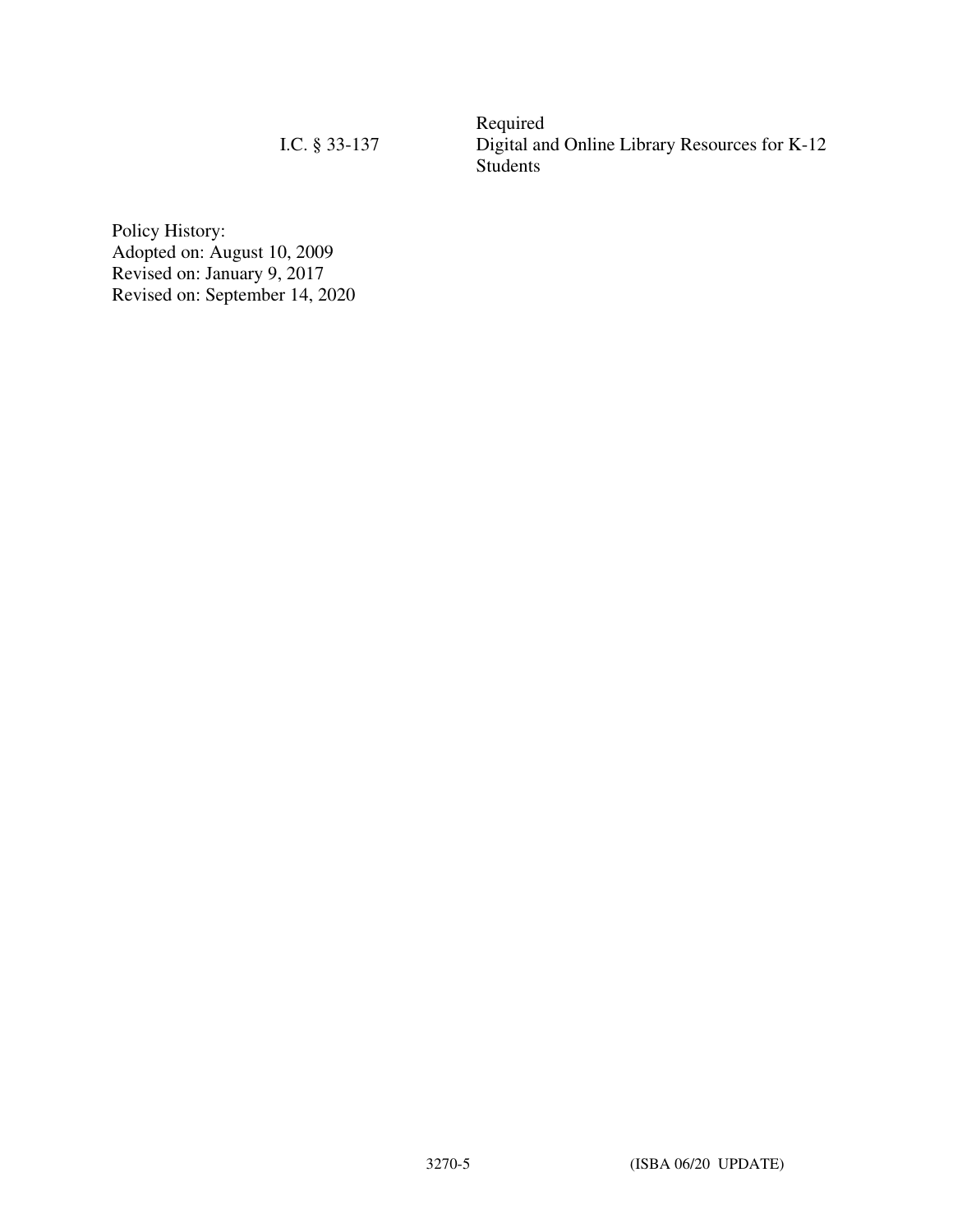| | |
|---|---|
| I.C. § 33-137 | Required Digital and Online Library Resources for K-12 Students |

Policy History:
Adopted on: August 10, 2009
Revised on: January 9, 2017
Revised on: September 14, 2020